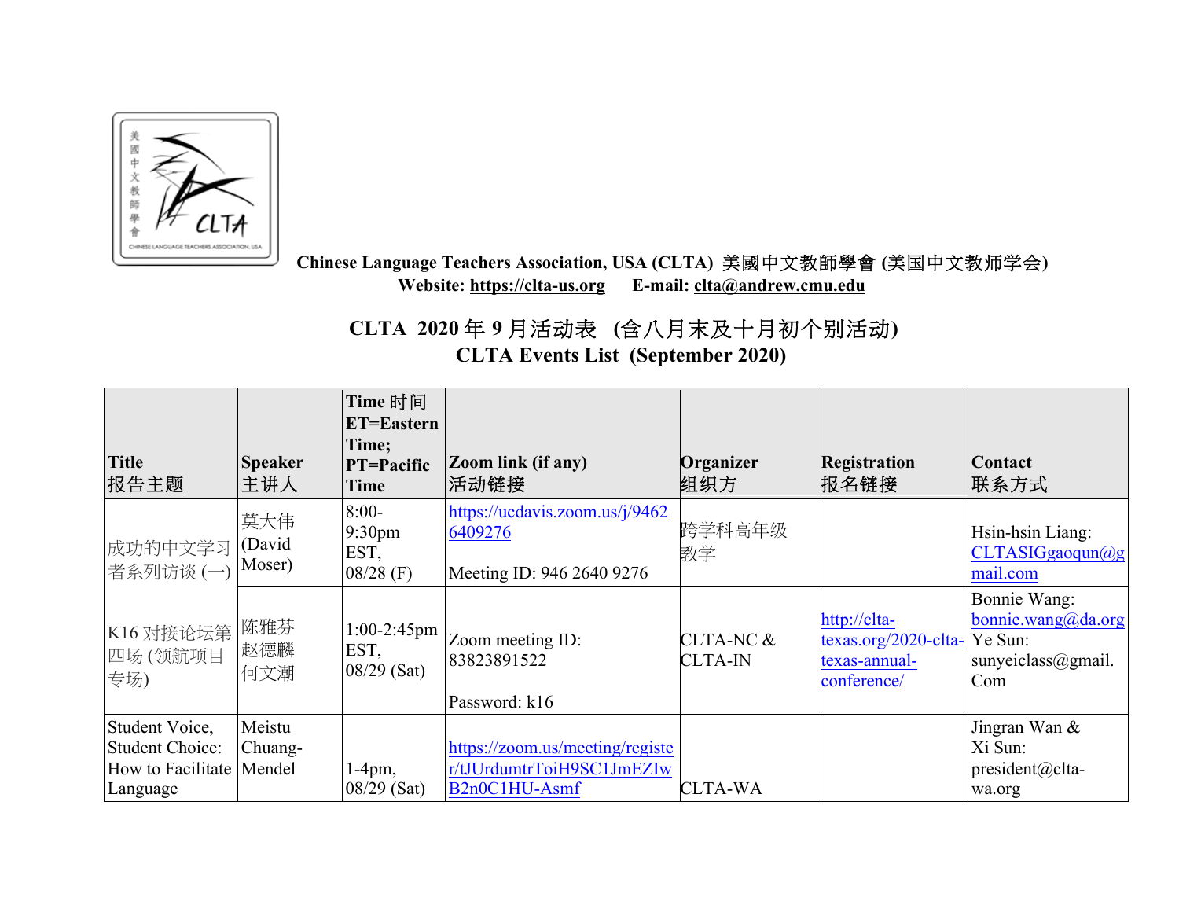**Chinese Language Teachers Association, USA (CLTA) 美國中文教師學會 (美国中文教师学会)**
**Website: https://clta-us.org E-mail: clta@andrew.cmu.edu**

# CLTA 2020 年 9 月活动表 (含八月末及十月初个别活动)
# CLTA Events List (September 2020)

| Title<br>报告主题 | Speaker<br>主讲人 | Time 时间<br>ET=Eastern Time;<br>PT=Pacific Time | Zoom link (if any)<br>活动链接 | Organizer<br>组织方 | Registration<br>报名链接 | Contact<br>联系方式 |
|---|---|---|---|---|---|---|
| 成功的中文学习者系列访谈 (一) | 莫大伟 (David Moser) | 8:00-9:30pm EST, 08/28 (F) | https://ucdavis.zoom.us/j/94626409276<br><br>Meeting ID: 946 2640 9276 | 跨学科高年级教学 | | Hsin-hsin Liang: CLTASIGgaoqun@gmail.com |
| K16 对接论坛第四场 (领航项目专场) | 陈雅芬<br>赵德麟<br>何文潮 | 1:00-2:45pm EST, 08/29 (Sat) | Zoom meeting ID: 83823891522<br><br>Password: k16 | CLTA-NC & CLTA-IN | http://clta-texas.org/2020-clta-texas-annual-conference/ | Bonnie Wang: bonnie.wang@da.org<br>Ye Sun: sunyeiclass@gmail.Com |
| Student Voice, Student Choice: How to Facilitate Language | Meistu Chuang-Mendel | 1-4pm, 08/29 (Sat) | https://zoom.us/meeting/register/tJUrdumtrToiH9SC1JmEZIwB2n0C1HU-Asmf | CLTA-WA | | Jingran Wan & Xi Sun: president@clta-wa.org |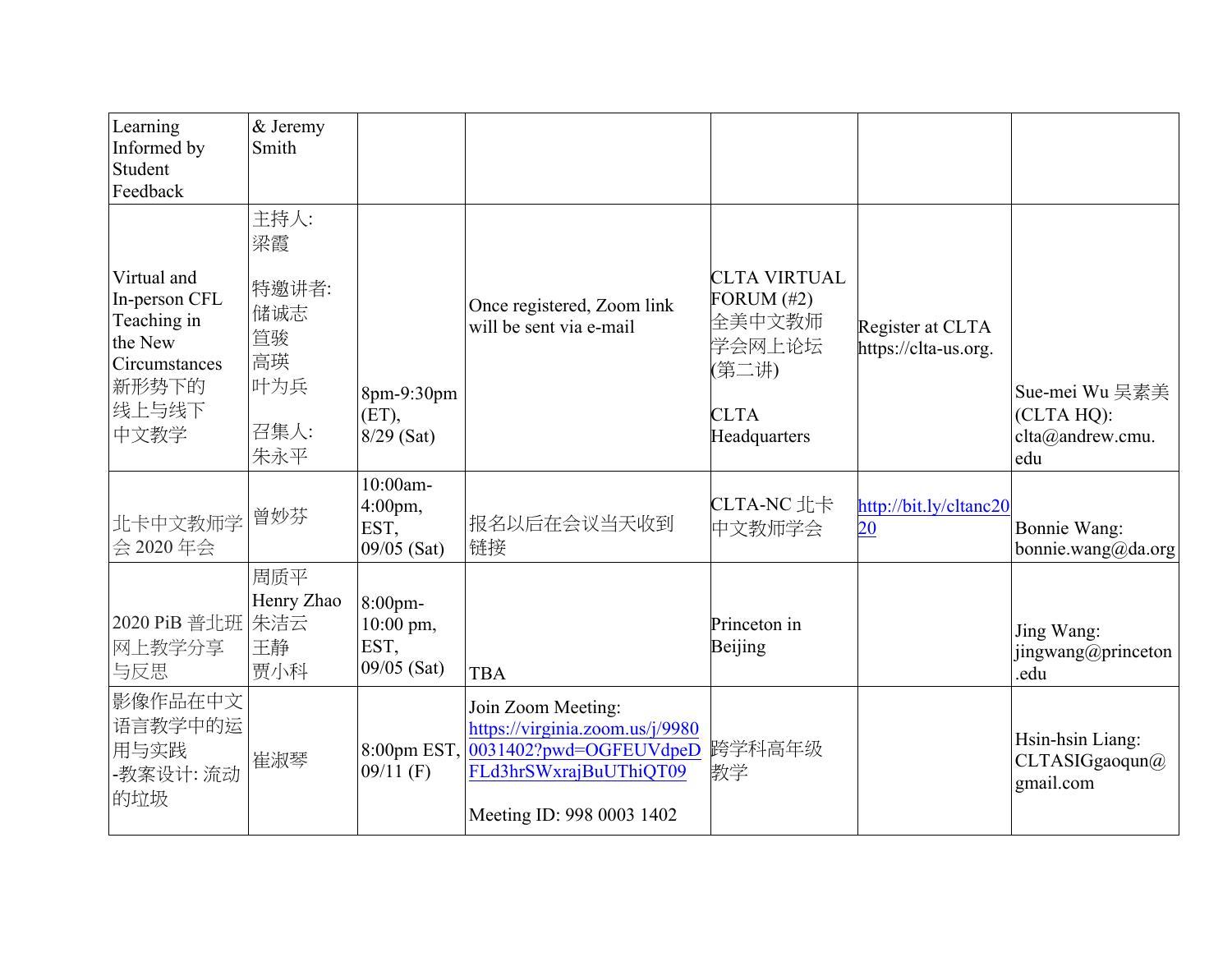| Learning Informed by Student Feedback | & Jeremy Smith | | | | | |
|---|---|---|---|---|---|---|
| Virtual and In-person CFL Teaching in the New Circumstances 新形势下的线上与线下中文教学 | 主持人: 梁霞<br><br>特邀讲者: 储诚志 笪骏 高瑛 叶为兵<br><br>召集人: 朱永平 | 8pm-9:30pm (ET), 8/29 (Sat) | Once registered, Zoom link will be sent via e-mail | CLTA VIRTUAL FORUM (#2) 全美中文教师学会网上论坛 (第二讲)<br><br>CLTA Headquarters | Register at CLTA https://clta-us.org. | Sue-mei Wu 吴素美 (CLTA HQ): clta@andrew.cmu.edu |
| 北卡中文教师学会 2020 年会 | 曾妙芬 | 10:00am-4:00pm, EST, 09/05 (Sat) | 报名以后在会议当天收到链接 | CLTA-NC 北卡中文教师学会 | http://bit.ly/cltanc2020 | Bonnie Wang: bonnie.wang@da.org |
| 2020 PiB 普北班网上教学分享与反思 | 周质平<br>Henry Zhao<br>朱洁云<br>王静<br>贾小科 | 8:00pm-10:00 pm, EST, 09/05 (Sat) | TBA | Princeton in Beijing | | Jing Wang: jingwang@princeton.edu |
| 影像作品在中文语言教学中的运用与实践 -教案设计: 流动的垃圾 | 崔淑琴 | 8:00pm EST, 09/11 (F) | Join Zoom Meeting: https://virginia.zoom.us/j/99800031402?pwd=OGFEUVdpeDFLd3hrSWxrajBuUThiQT09<br><br>Meeting ID: 998 0003 1402 | 跨学科高年级教学 | | Hsin-hsin Liang: CLTASIGgaoqun@gmail.com |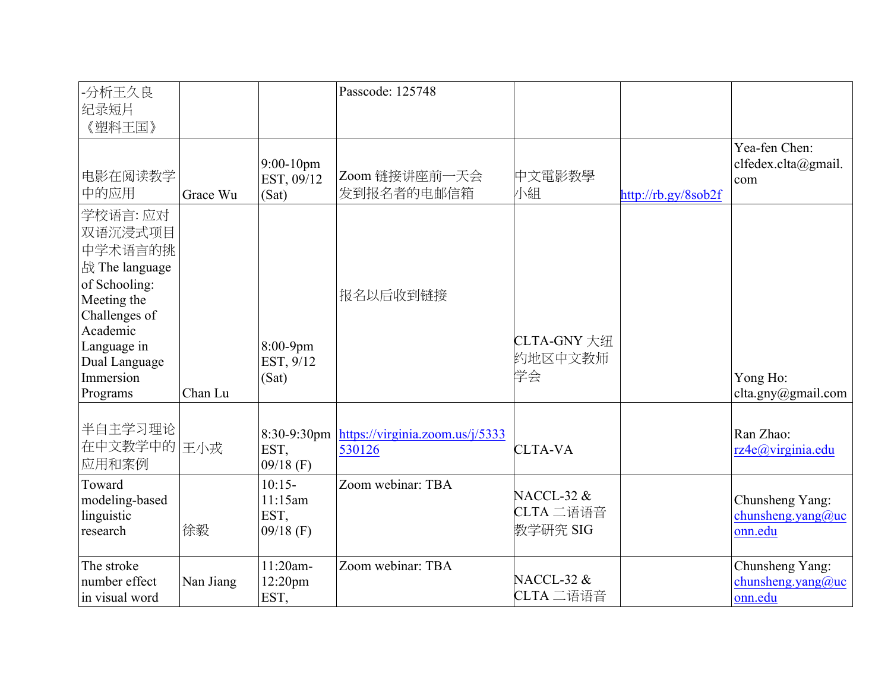| -分析王久良纪录短片《塑料王国》 | | | Passcode: 125748 | | | |
|---|---|---|---|---|---|---|
| 电影在阅读教学中的应用 | Grace Wu | 9:00-10pm EST, 09/12 (Sat) | Zoom 链接讲座前一天会发到报名者的电邮信箱 | 中文電影教學小組 | http://rb.gy/8sob2f | Yea-fen Chen: clfedex.clta@gmail.com |
| 学校语言: 应对双语沉浸式项目中学术语言的挑战 The language of Schooling: Meeting the Challenges of Academic Language in Dual Language Immersion Programs | Chan Lu | 8:00-9pm EST, 9/12 (Sat) | 报名以后收到链接 | CLTA-GNY 大纽约地区中文教师学会 | | Yong Ho: clta.gny@gmail.com |
| 半自主学习理论在中文教学中的应用和案例 | 王小戎 | 8:30-9:30pm EST, 09/18 (F) | https://virginia.zoom.us/j/5333530126 | CLTA-VA | | Ran Zhao: rz4e@virginia.edu |
| Toward modeling-based linguistic research | 徐毅 | 10:15-11:15am EST, 09/18 (F) | Zoom webinar: TBA | NACCL-32 & CLTA 二语语音教学研究 SIG | | Chunsheng Yang: chunsheng.yang@uconn.edu |
| The stroke number effect in visual word | Nan Jiang | 11:20am-12:20pm EST, | Zoom webinar: TBA | NACCL-32 & CLTA 二语语音 | | Chunsheng Yang: chunsheng.yang@uconn.edu |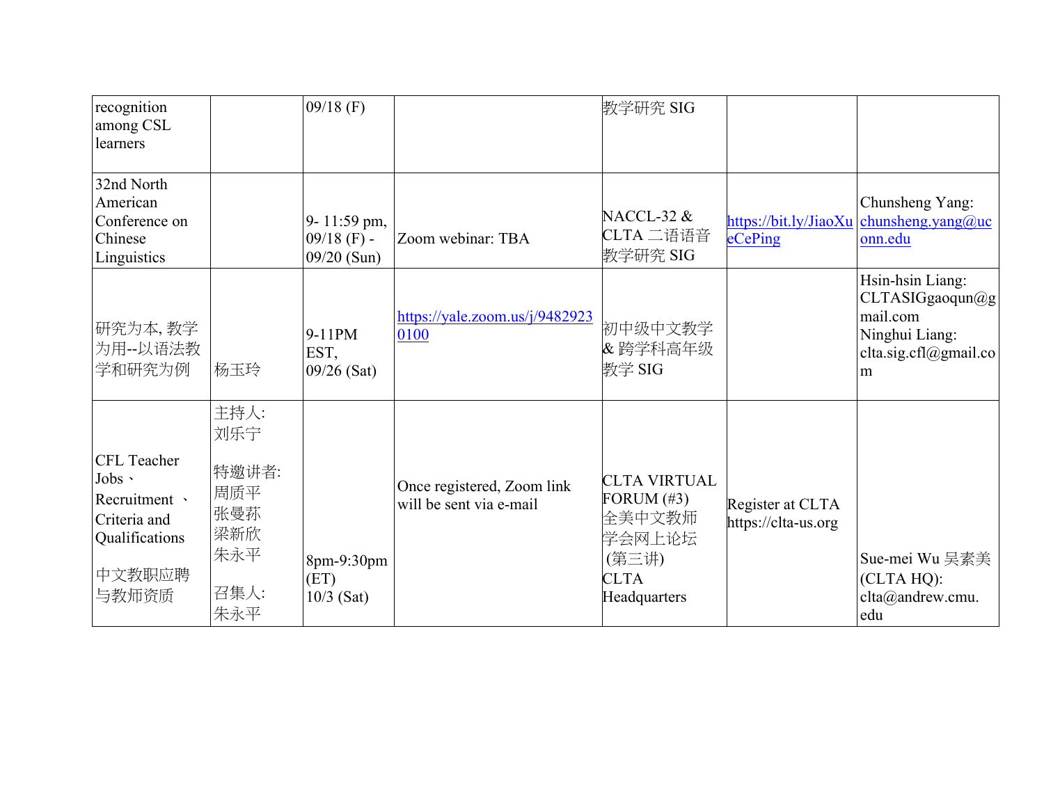| | | | | | | |
|---|---|---|---|---|---|---|
| recognition among CSL learners | | 09/18 (F) | | 教学研究 SIG | | |
| 32nd North American Conference on Chinese Linguistics | | 9- 11:59 pm, 09/18 (F) - 09/20 (Sun) | Zoom webinar: TBA | NACCL-32 & CLTA 二语语音教学研究 SIG | https://bit.ly/JiaoXueCePing | Chunsheng Yang: chunsheng.yang@uconn.edu |
| 研究为本, 教学为用--以语法教学和研究为例 | 杨玉玲 | 9-11PM EST, 09/26 (Sat) | https://yale.zoom.us/j/94829230100 | 初中级中文教学 & 跨学科高年级教学 SIG | | Hsin-hsin Liang: CLTASIGgaoqun@gmail.com Ninghui Liang: clta.sig.cfl@gmail.com |
| CFL Teacher Jobs、Recruitment 、Criteria and Qualifications 中文教职应聘与教师资质 | 主持人: 刘乐宁 特邀讲者: 周质平 张曼荪 梁新欣 朱永平 召集人: 朱永平 | 8pm-9:30pm (ET) 10/3 (Sat) | Once registered, Zoom link will be sent via e-mail | CLTA VIRTUAL FORUM (#3) 全美中文教师学会网上论坛 (第三讲) CLTA Headquarters | Register at CLTA https://clta-us.org | Sue-mei Wu 吴素美 (CLTA HQ): clta@andrew.cmu.edu |